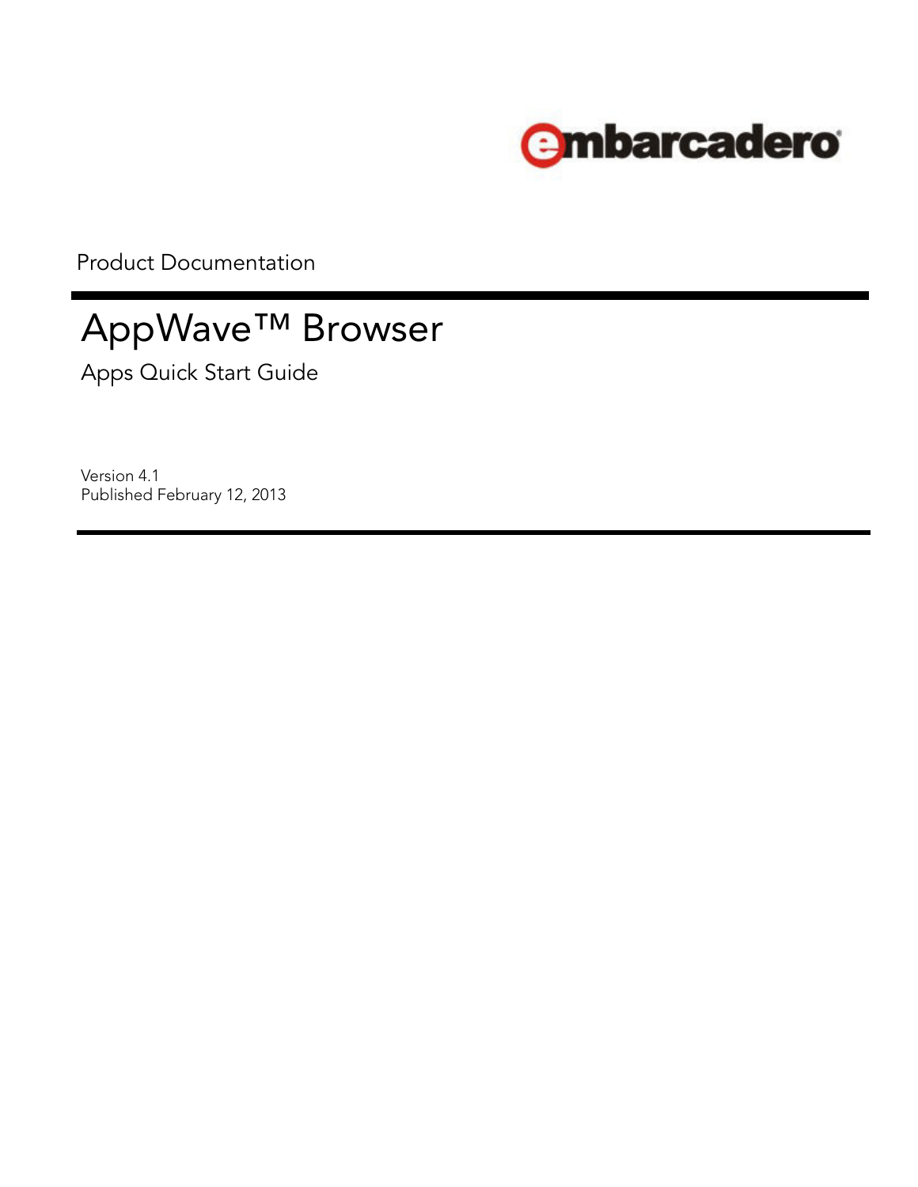embarcadero

Product Documentation

# AppWave™ Browser

## Apps Quick Start Guide

Version 4.1
Published February 12, 2013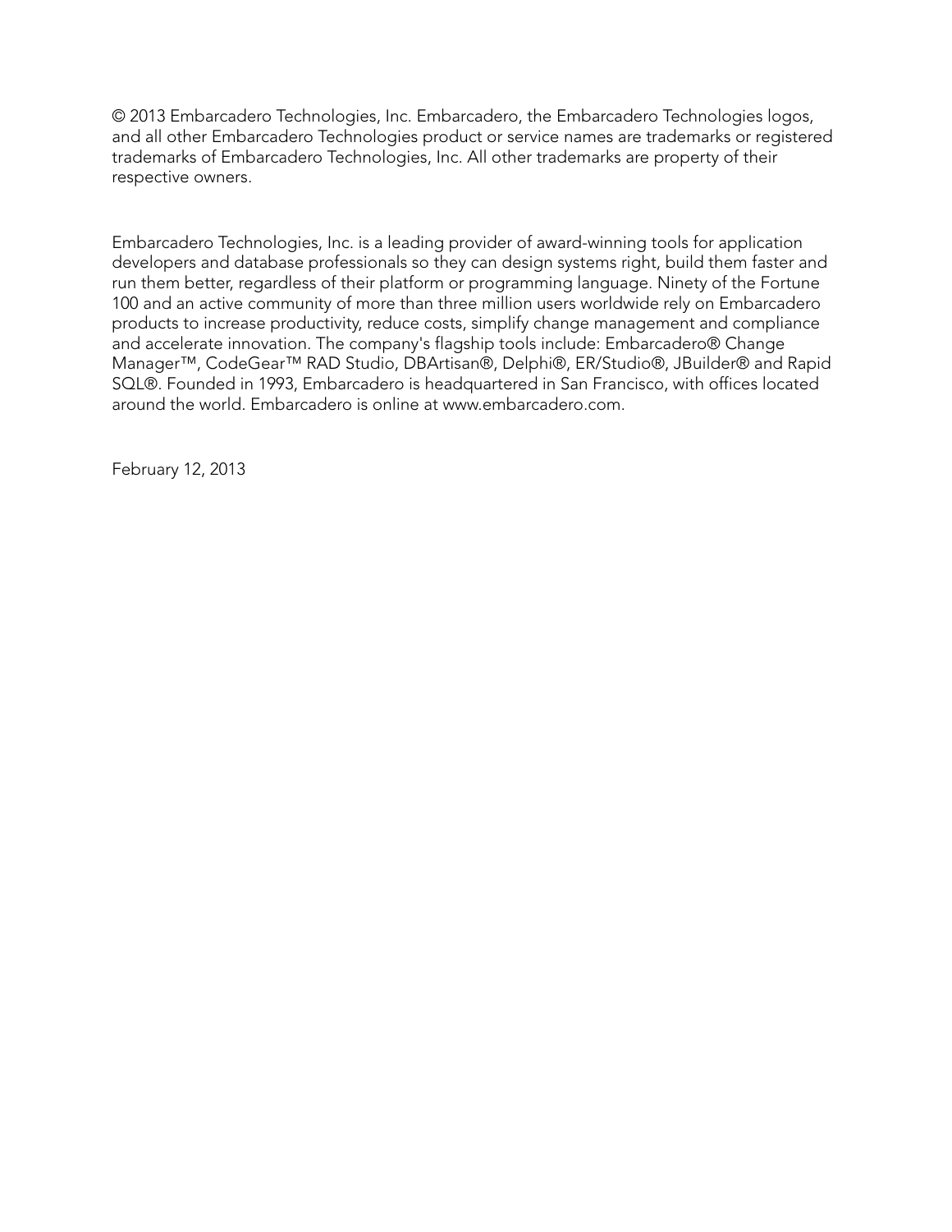© 2013 Embarcadero Technologies, Inc. Embarcadero, the Embarcadero Technologies logos, and all other Embarcadero Technologies product or service names are trademarks or registered trademarks of Embarcadero Technologies, Inc. All other trademarks are property of their respective owners.

Embarcadero Technologies, Inc. is a leading provider of award-winning tools for application developers and database professionals so they can design systems right, build them faster and run them better, regardless of their platform or programming language. Ninety of the Fortune 100 and an active community of more than three million users worldwide rely on Embarcadero products to increase productivity, reduce costs, simplify change management and compliance and accelerate innovation. The company's flagship tools include: Embarcadero® Change Manager™, CodeGear™ RAD Studio, DBArtisan®, Delphi®, ER/Studio®, JBuilder® and Rapid SQL®. Founded in 1993, Embarcadero is headquartered in San Francisco, with offices located around the world. Embarcadero is online at www.embarcadero.com.

February 12, 2013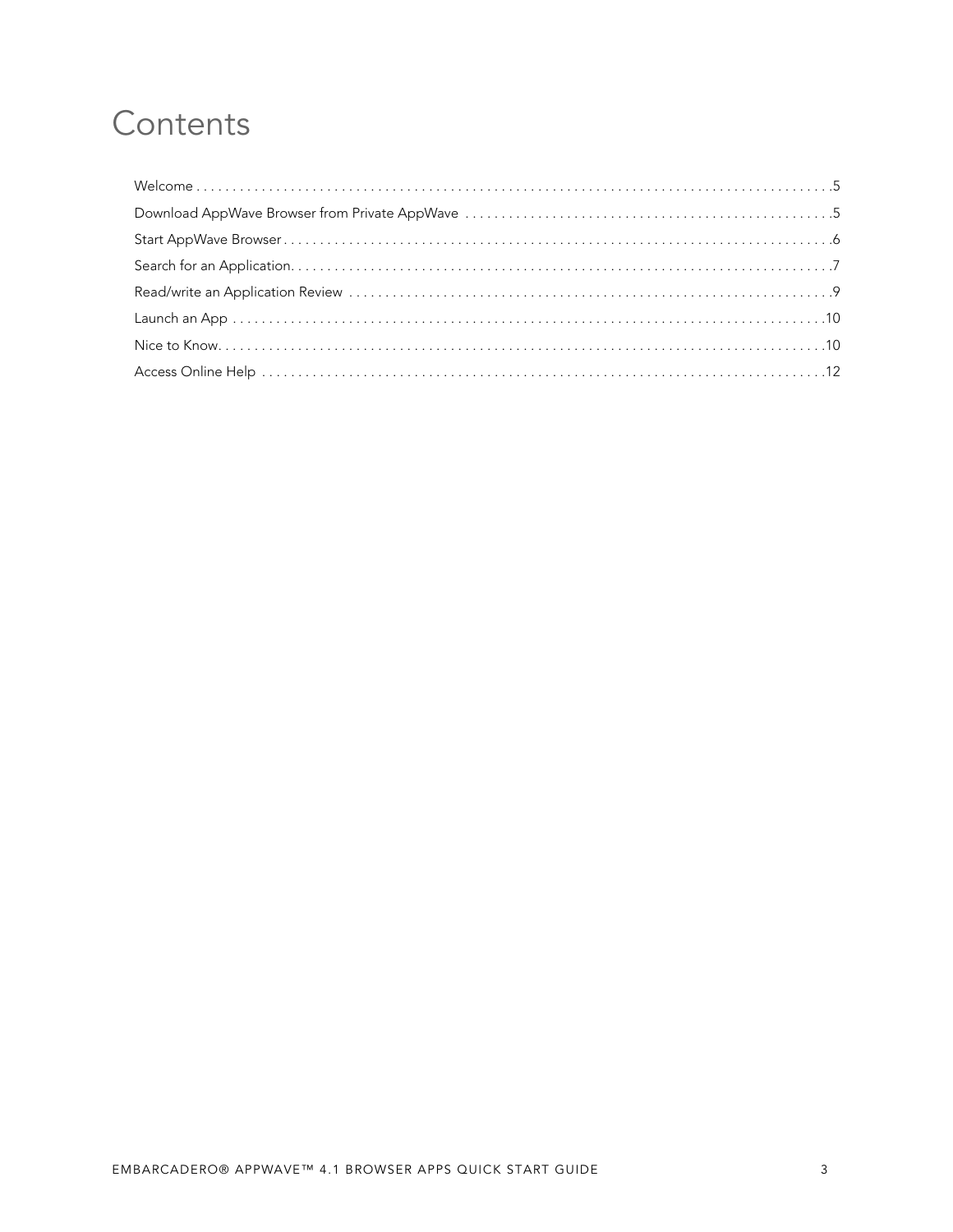# Contents

Welcome . . . . . . . . . . . . . . . . . . . . . . . . . . . . . . . . . . . . . . . . . . . . . . . . . . . . . . . . . . . . . . . . . . . . . . . . . . . . . . . . . .5

Download AppWave Browser from Private AppWave . . . . . . . . . . . . . . . . . . . . . . . . . . . . . . . . . . . . . . . . . . . . . . . . . .5

Start AppWave Browser . . . . . . . . . . . . . . . . . . . . . . . . . . . . . . . . . . . . . . . . . . . . . . . . . . . . . . . . . . . . . . . . . . . . . . . . .6

Search for an Application. . . . . . . . . . . . . . . . . . . . . . . . . . . . . . . . . . . . . . . . . . . . . . . . . . . . . . . . . . . . . . . . . . . . . . . .7

Read/write an Application Review . . . . . . . . . . . . . . . . . . . . . . . . . . . . . . . . . . . . . . . . . . . . . . . . . . . . . . . . . . . . . . . . .9

Launch an App . . . . . . . . . . . . . . . . . . . . . . . . . . . . . . . . . . . . . . . . . . . . . . . . . . . . . . . . . . . . . . . . . . . . . . . . . . . . . . .10

Nice to Know. . . . . . . . . . . . . . . . . . . . . . . . . . . . . . . . . . . . . . . . . . . . . . . . . . . . . . . . . . . . . . . . . . . . . . . . . . . . . . . . .10

Access Online Help . . . . . . . . . . . . . . . . . . . . . . . . . . . . . . . . . . . . . . . . . . . . . . . . . . . . . . . . . . . . . . . . . . . . . . . . . . .12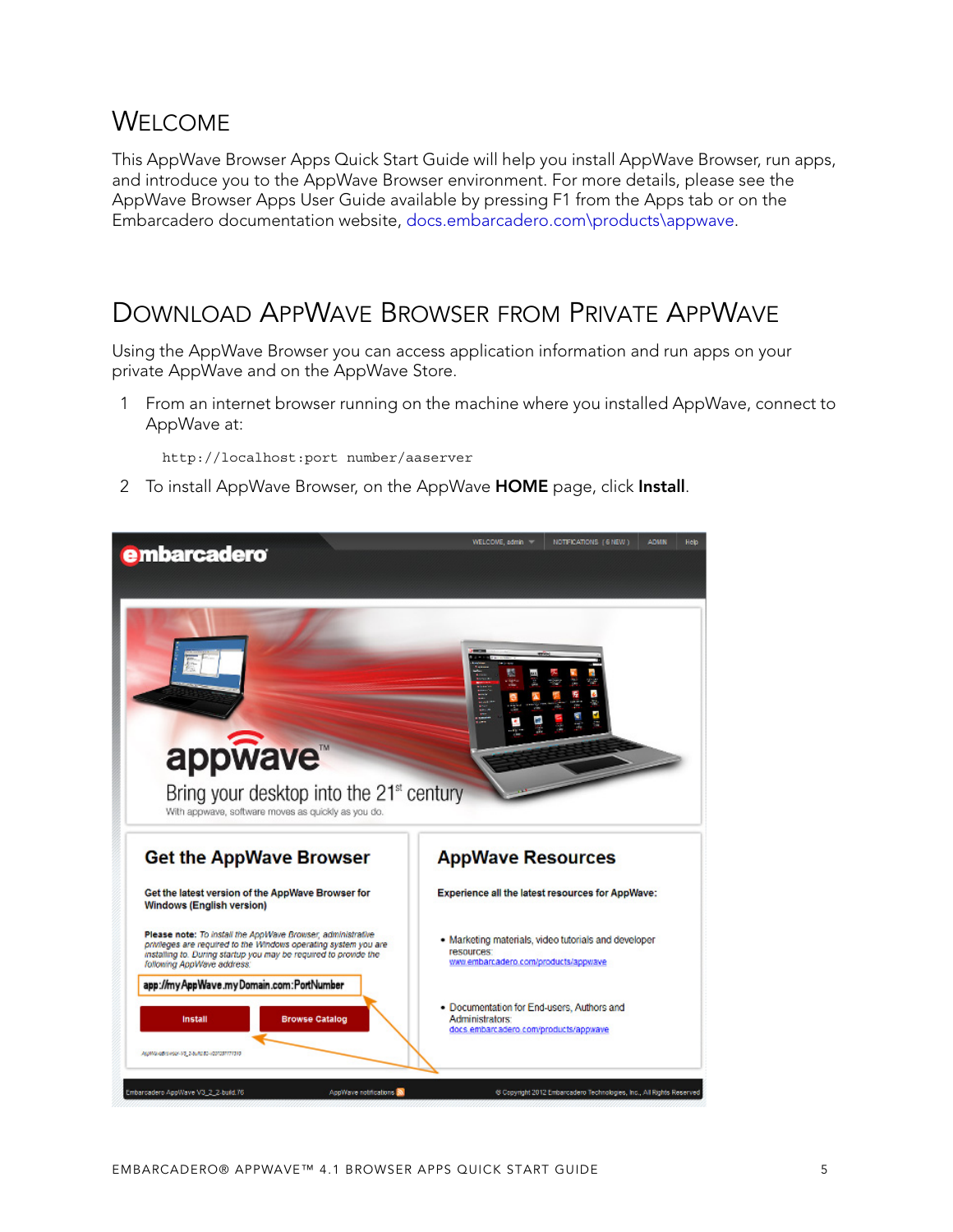# Welcome

This AppWave Browser Apps Quick Start Guide will help you install AppWave Browser, run apps, and introduce you to the AppWave Browser environment. For more details, please see the AppWave Browser Apps User Guide available by pressing F1 from the Apps tab or on the Embarcadero documentation website, docs.embarcadero.com\products\appwave.

# Download AppWave Browser from Private AppWave

Using the AppWave Browser you can access application information and run apps on your private AppWave and on the AppWave Store.

1 From an internet browser running on the machine where you installed AppWave, connect to AppWave at:

```
http://localhost:port number/aaserver
```

2 To install AppWave Browser, on the AppWave **HOME** page, click **Install**.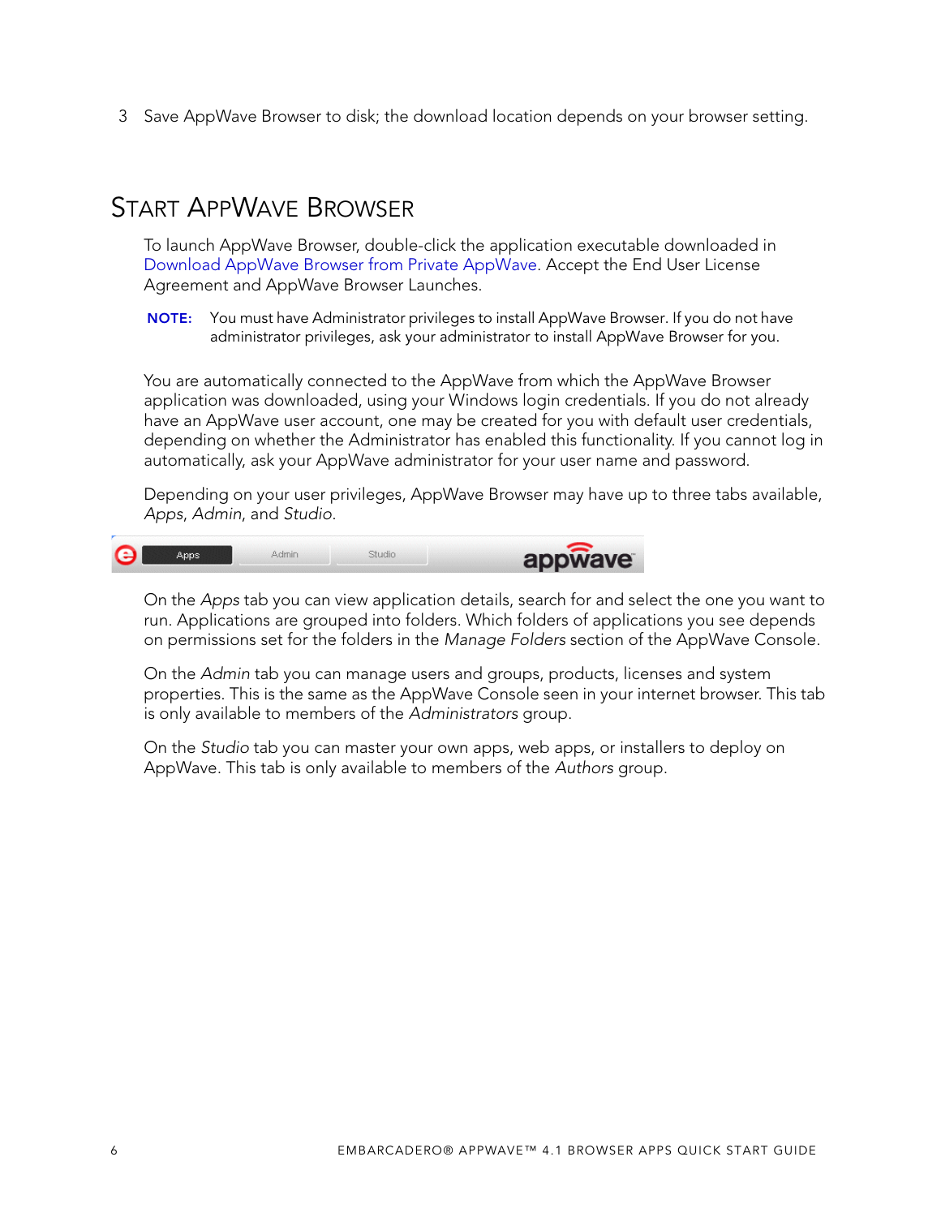3 Save AppWave Browser to disk; the download location depends on your browser setting.

## Start AppWave Browser

To launch AppWave Browser, double-click the application executable downloaded in Download AppWave Browser from Private AppWave. Accept the End User License Agreement and AppWave Browser Launches.

**NOTE:** You must have Administrator privileges to install AppWave Browser. If you do not have administrator privileges, ask your administrator to install AppWave Browser for you.

You are automatically connected to the AppWave from which the AppWave Browser application was downloaded, using your Windows login credentials. If you do not already have an AppWave user account, one may be created for you with default user credentials, depending on whether the Administrator has enabled this functionality. If you cannot log in automatically, ask your AppWave administrator for your user name and password.

Depending on your user privileges, AppWave Browser may have up to three tabs available, *Apps*, *Admin*, and *Studio*.

On the *Apps* tab you can view application details, search for and select the one you want to run. Applications are grouped into folders. Which folders of applications you see depends on permissions set for the folders in the *Manage Folders* section of the AppWave Console.

On the *Admin* tab you can manage users and groups, products, licenses and system properties. This is the same as the AppWave Console seen in your internet browser. This tab is only available to members of the *Administrators* group.

On the *Studio* tab you can master your own apps, web apps, or installers to deploy on AppWave. This tab is only available to members of the *Authors* group.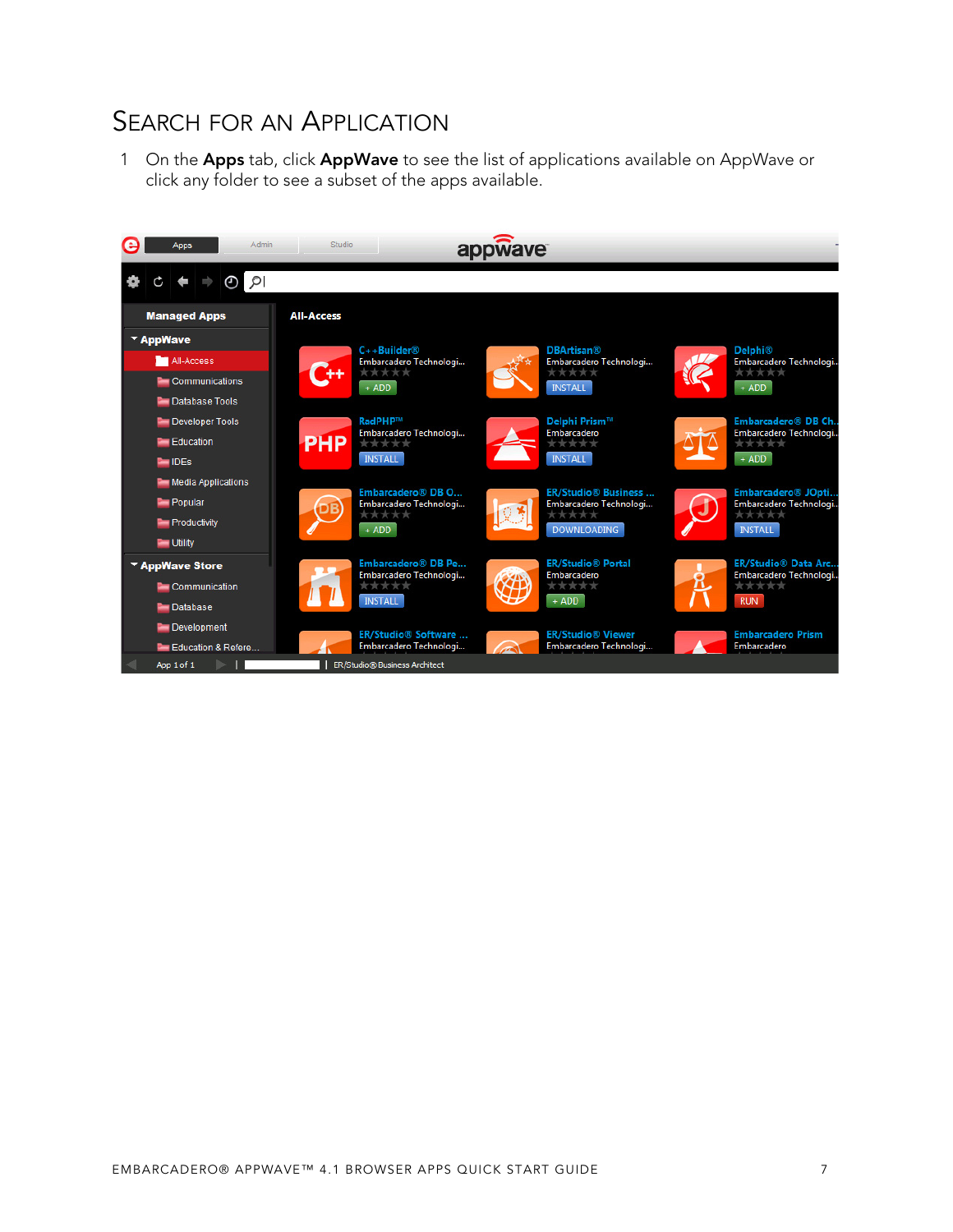## Search for an Application

1. On the **Apps** tab, click **AppWave** to see the list of applications available on AppWave or click any folder to see a subset of the apps available.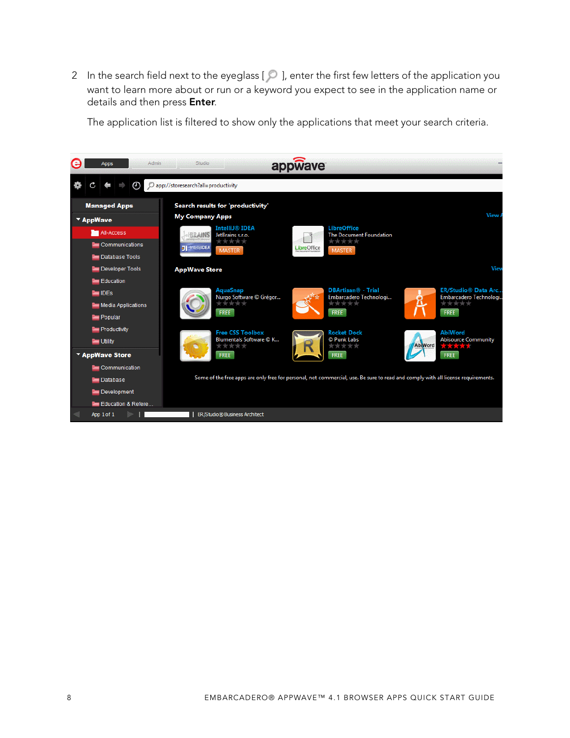2 In the search field next to the eyeglass [ ], enter the first few letters of the application you want to learn more about or run or a keyword you expect to see in the application name or details and then press **Enter**.

   The application list is filtered to show only the applications that meet your search criteria.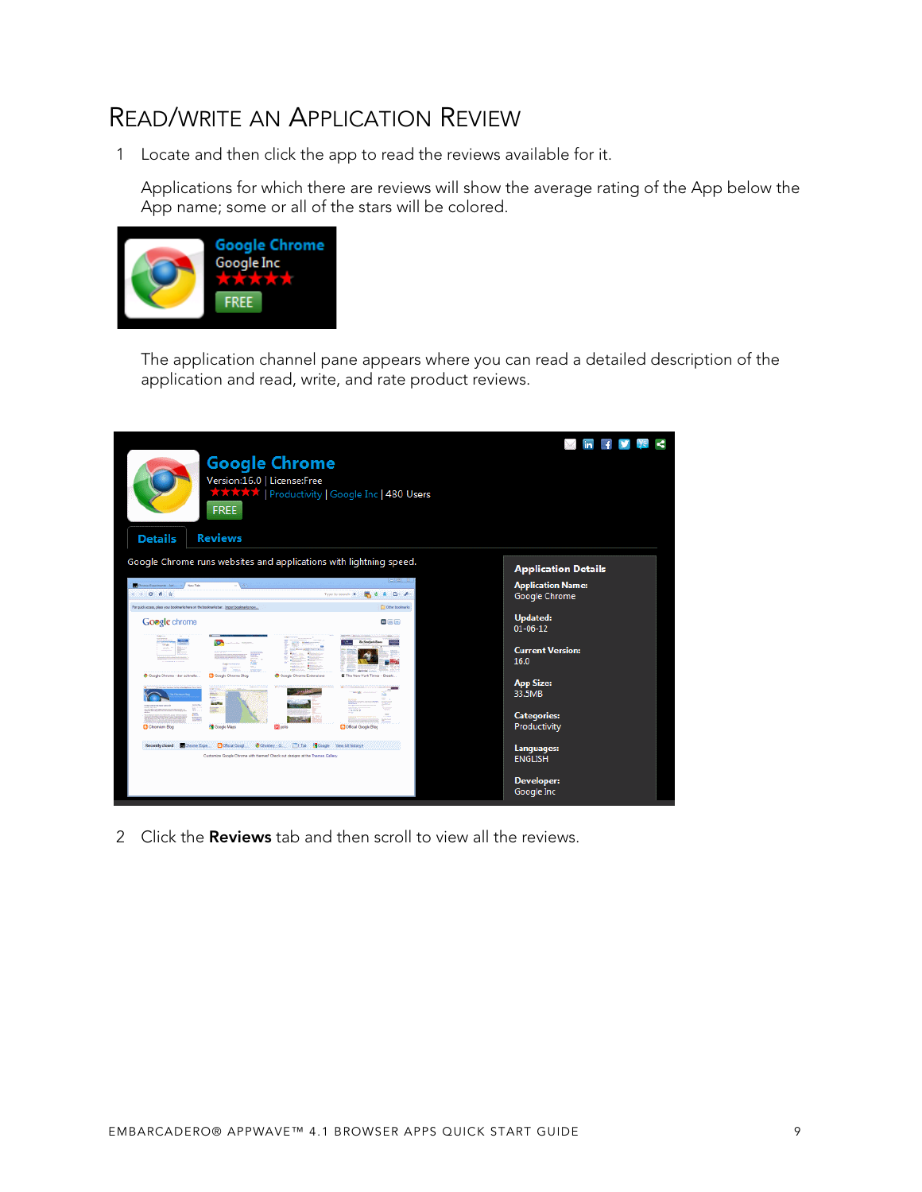# Read/Write an Application Review

1 Locate and then click the app to read the reviews available for it.

Applications for which there are reviews will show the average rating of the App below the App name; some or all of the stars will be colored.

The application channel pane appears where you can read a detailed description of the application and read, write, and rate product reviews.

2 Click the **Reviews** tab and then scroll to view all the reviews.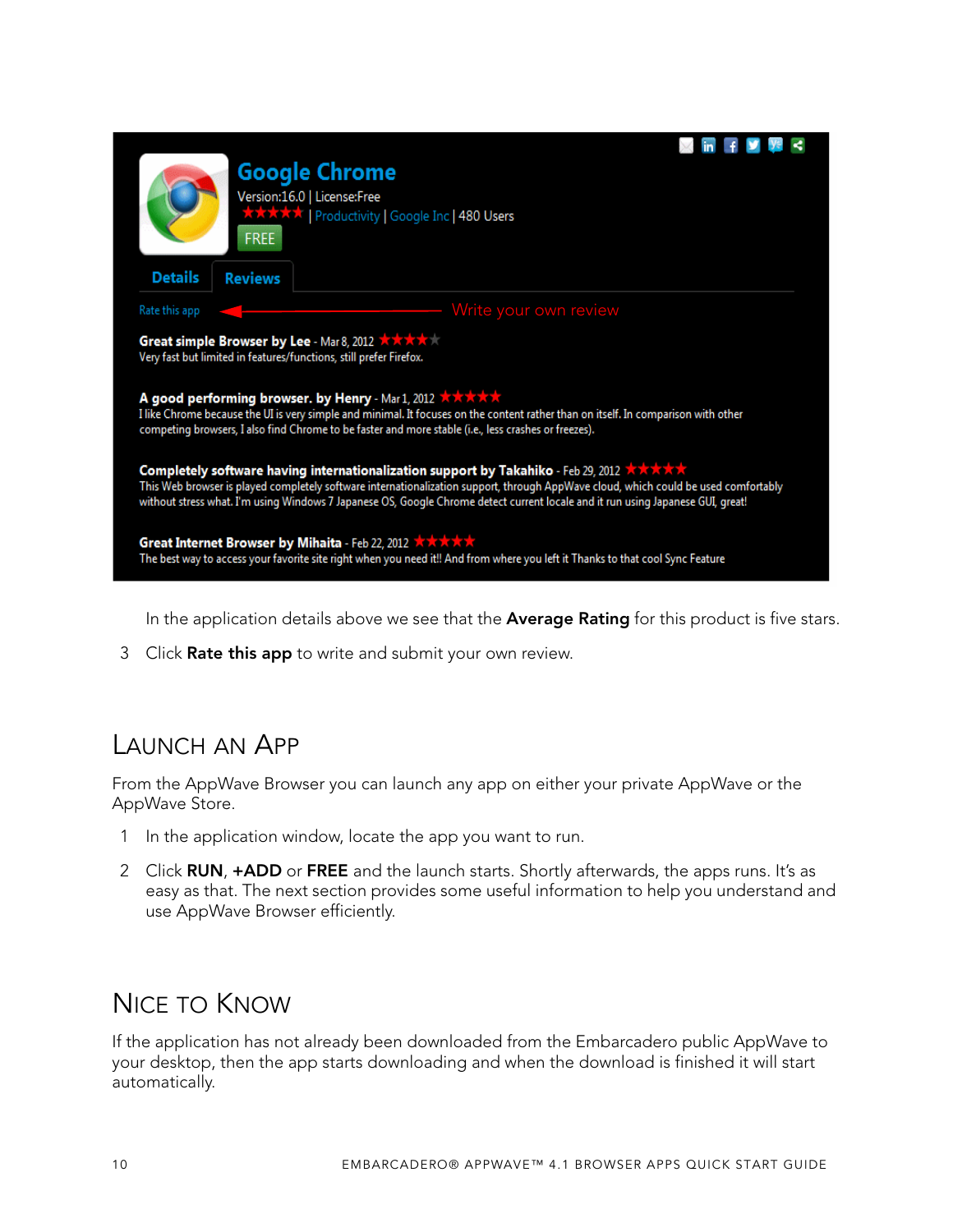In the application details above we see that the **Average Rating** for this product is five stars.

3 Click **Rate this app** to write and submit your own review.

## Launch an App

From the AppWave Browser you can launch any app on either your private AppWave or the AppWave Store.

1 In the application window, locate the app you want to run.

2 Click **RUN**, **+ADD** or **FREE** and the launch starts. Shortly afterwards, the apps runs. It's as easy as that. The next section provides some useful information to help you understand and use AppWave Browser efficiently.

## Nice to Know

If the application has not already been downloaded from the Embarcadero public AppWave to your desktop, then the app starts downloading and when the download is finished it will start automatically.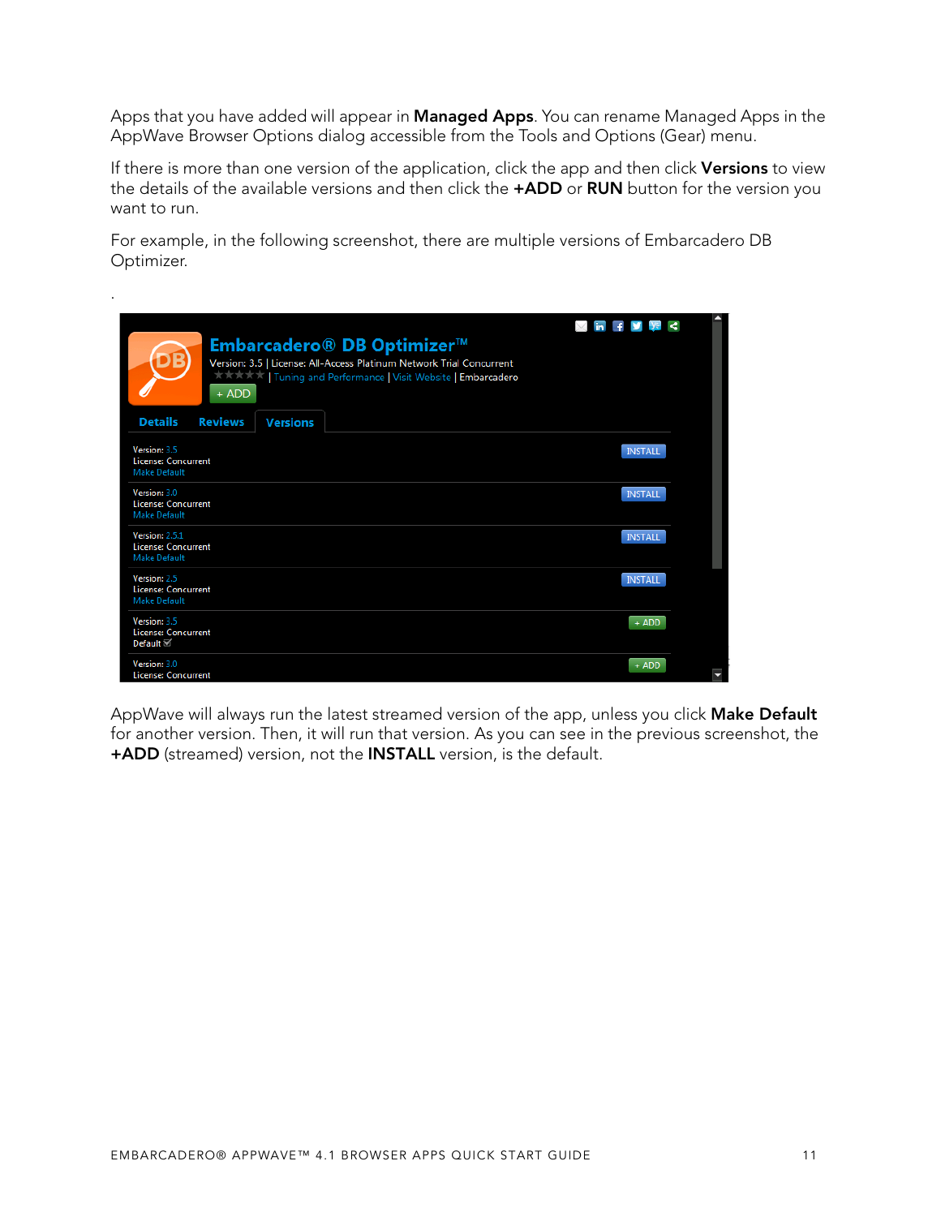Apps that you have added will appear in **Managed Apps**. You can rename Managed Apps in the AppWave Browser Options dialog accessible from the Tools and Options (Gear) menu.

If there is more than one version of the application, click the app and then click **Versions** to view the details of the available versions and then click the **+ADD** or **RUN** button for the version you want to run.

For example, in the following screenshot, there are multiple versions of Embarcadero DB Optimizer.

.

AppWave will always run the latest streamed version of the app, unless you click **Make Default** for another version. Then, it will run that version. As you can see in the previous screenshot, the **+ADD** (streamed) version, not the **INSTALL** version, is the default.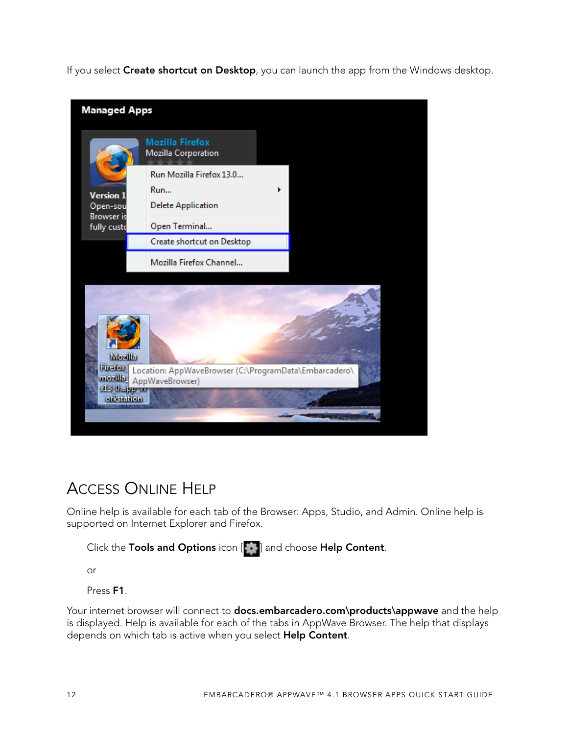If you select **Create shortcut on Desktop**, you can launch the app from the Windows desktop.

## Access Online Help

Online help is available for each tab of the Browser: Apps, Studio, and Admin. Online help is supported on Internet Explorer and Firefox.

> Click the **Tools and Options** icon [ ] and choose **Help Content**.
>
> or
>
> Press **F1**.

Your internet browser will connect to **docs.embarcadero.com\products\appwave** and the help is displayed. Help is available for each of the tabs in AppWave Browser. The help that displays depends on which tab is active when you select **Help Content**.